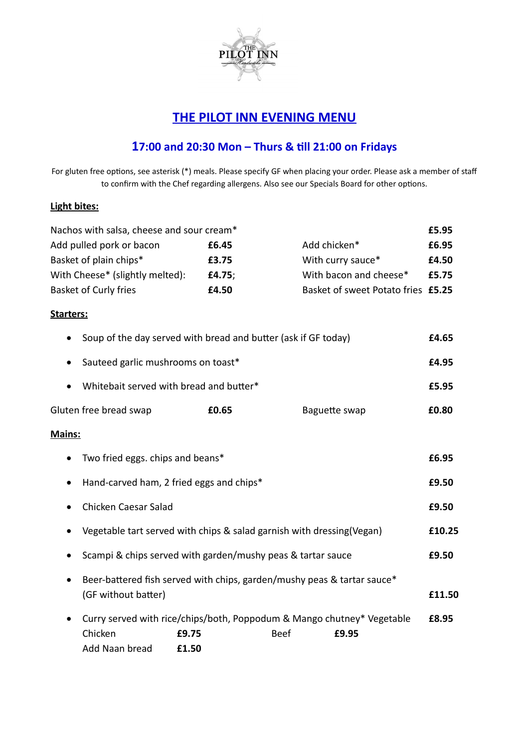THE PILOT INN
Hardwicke

# THE PILOT INN EVENING MENU

## 17:00 and 20:30 Mon – Thurs & till 21:00 on Fridays

For gluten free options, see asterisk (*) meals. Please specify GF when placing your order. Please ask a member of staff to confirm with the Chef regarding allergens. Also see our Specials Board for other options.

**Light bites:**

| | | | |
|---|---|---|---|
| Nachos with salsa, cheese and sour cream* | | | **£5.95** |
| Add pulled pork or bacon | **£6.45** | Add chicken* | **£6.95** |
| Basket of plain chips* | **£3.75** | With curry sauce* | **£4.50** |
| With Cheese* (slightly melted): | **£4.75;** | With bacon and cheese* | **£5.75** |
| Basket of Curly fries | **£4.50** | Basket of sweet Potato fries | **£5.25** |

**Starters:**

- Soup of the day served with bread and butter (ask if GF today) **£4.65**
- Sauteed garlic mushrooms on toast* **£4.95**
- Whitebait served with bread and butter* **£5.95**

Gluten free bread swap **£0.65** Baguette swap **£0.80**

**Mains:**

- Two fried eggs. chips and beans* **£6.95**
- Hand-carved ham, 2 fried eggs and chips* **£9.50**
- Chicken Caesar Salad **£9.50**
- Vegetable tart served with chips & salad garnish with dressing(Vegan) **£10.25**
- Scampi & chips served with garden/mushy peas & tartar sauce **£9.50**
- Beer-battered fish served with chips, garden/mushy peas & tartar sauce* (GF without batter) **£11.50**
- Curry served with rice/chips/both, Poppodum & Mango chutney* Vegetable **£8.95**
  Chicken **£9.75** Beef **£9.95**
  Add Naan bread **£1.50**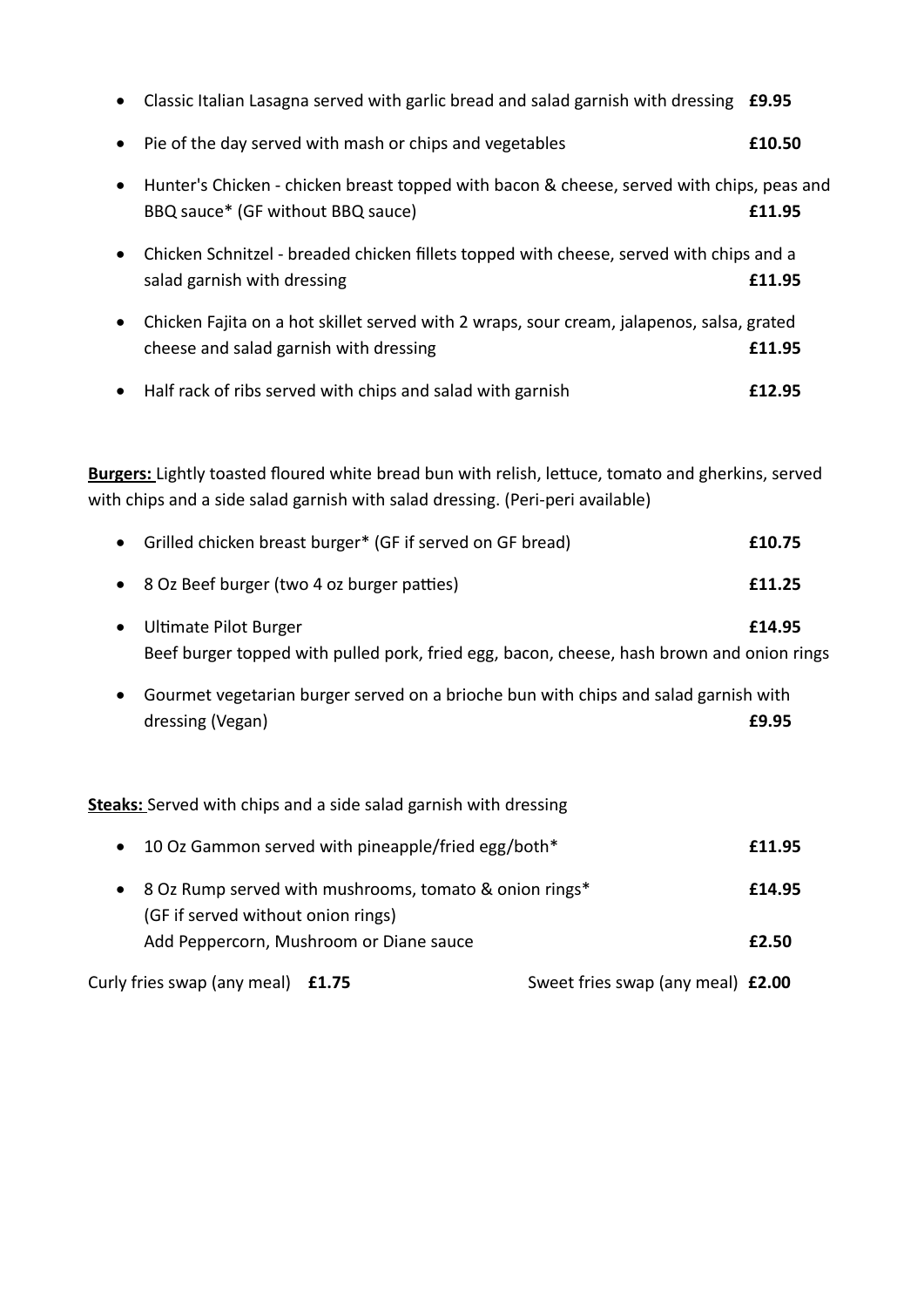- Classic Italian Lasagna served with garlic bread and salad garnish with dressing **£9.95**
- Pie of the day served with mash or chips and vegetables **£10.50**
- Hunter's Chicken - chicken breast topped with bacon & cheese, served with chips, peas and BBQ sauce* (GF without BBQ sauce) **£11.95**
- Chicken Schnitzel - breaded chicken fillets topped with cheese, served with chips and a salad garnish with dressing **£11.95**
- Chicken Fajita on a hot skillet served with 2 wraps, sour cream, jalapenos, salsa, grated cheese and salad garnish with dressing **£11.95**
- Half rack of ribs served with chips and salad with garnish **£12.95**

**Burgers:** Lightly toasted floured white bread bun with relish, lettuce, tomato and gherkins, served with chips and a side salad garnish with salad dressing. (Peri-peri available)

- Grilled chicken breast burger* (GF if served on GF bread) **£10.75**
- 8 Oz Beef burger (two 4 oz burger patties) **£11.25**
- Ultimate Pilot Burger **£14.95**
  Beef burger topped with pulled pork, fried egg, bacon, cheese, hash brown and onion rings
- Gourmet vegetarian burger served on a brioche bun with chips and salad garnish with dressing (Vegan) **£9.95**

**Steaks:** Served with chips and a side salad garnish with dressing

- 10 Oz Gammon served with pineapple/fried egg/both* **£11.95**
- 8 Oz Rump served with mushrooms, tomato & onion rings* **£14.95**
  (GF if served without onion rings)
  Add Peppercorn, Mushroom or Diane sauce **£2.50**

Curly fries swap (any meal) **£1.75** Sweet fries swap (any meal) **£2.00**